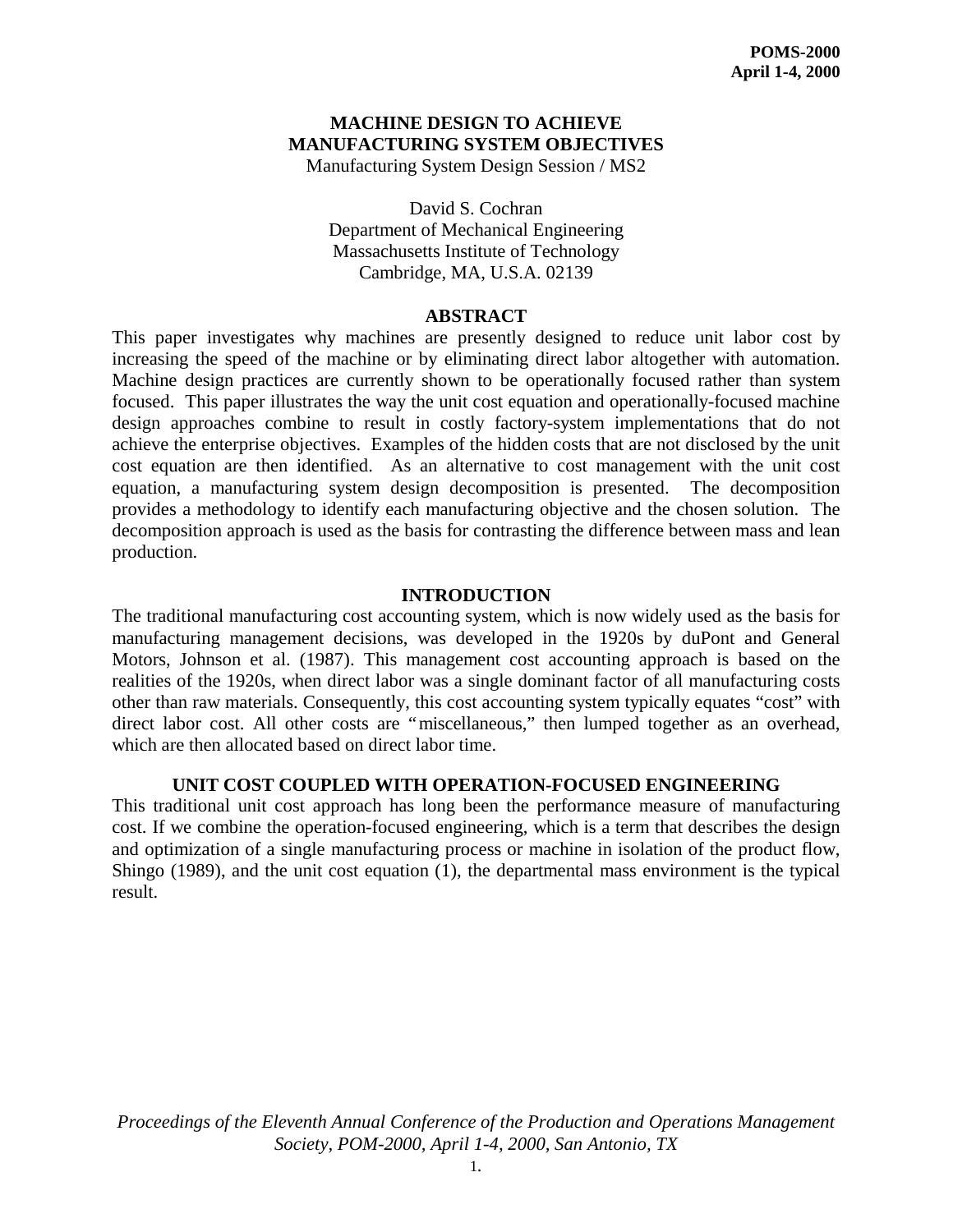# MACHINE DESIGN TO ACHIEVE MANUFACTURING SYSTEM OBJECTIVES

Manufacturing System Design Session / MS2

David S. Cochran
Department of Mechanical Engineering
Massachusetts Institute of Technology
Cambridge, MA, U.S.A. 02139

## ABSTRACT

This paper investigates why machines are presently designed to reduce unit labor cost by increasing the speed of the machine or by eliminating direct labor altogether with automation. Machine design practices are currently shown to be operationally focused rather than system focused. This paper illustrates the way the unit cost equation and operationally-focused machine design approaches combine to result in costly factory-system implementations that do not achieve the enterprise objectives. Examples of the hidden costs that are not disclosed by the unit cost equation are then identified. As an alternative to cost management with the unit cost equation, a manufacturing system design decomposition is presented. The decomposition provides a methodology to identify each manufacturing objective and the chosen solution. The decomposition approach is used as the basis for contrasting the difference between mass and lean production.

## INTRODUCTION

The traditional manufacturing cost accounting system, which is now widely used as the basis for manufacturing management decisions, was developed in the 1920s by duPont and General Motors, Johnson et al. (1987). This management cost accounting approach is based on the realities of the 1920s, when direct labor was a single dominant factor of all manufacturing costs other than raw materials. Consequently, this cost accounting system typically equates "cost" with direct labor cost. All other costs are "miscellaneous," then lumped together as an overhead, which are then allocated based on direct labor time.

## UNIT COST COUPLED WITH OPERATION-FOCUSED ENGINEERING

This traditional unit cost approach has long been the performance measure of manufacturing cost. If we combine the operation-focused engineering, which is a term that describes the design and optimization of a single manufacturing process or machine in isolation of the product flow, Shingo (1989), and the unit cost equation (1), the departmental mass environment is the typical result.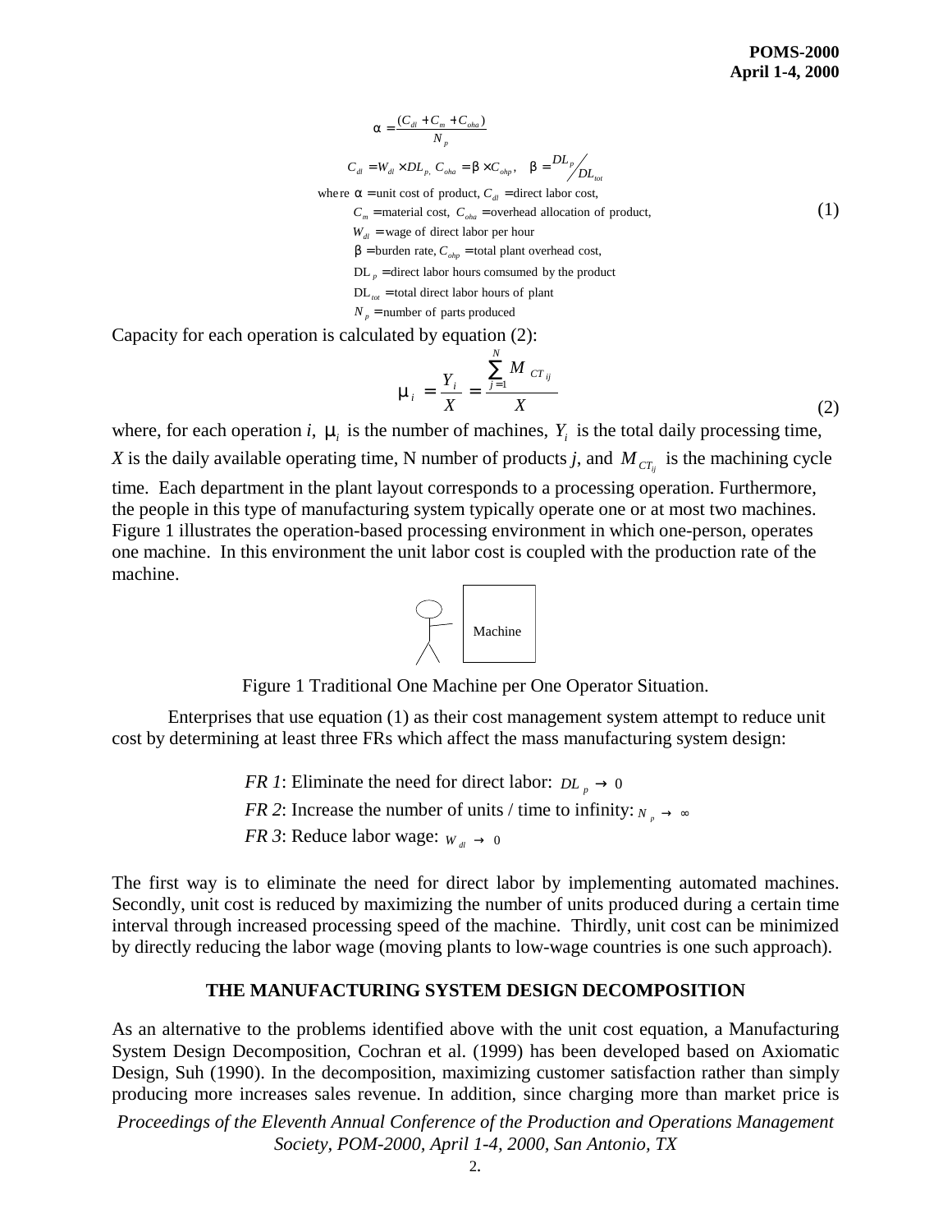$$\alpha = \frac{(C_{dl} + C_m + C_{oha})}{N_p}$$

$$C_{dl} = W_{dl} \times DL_p, \; C_{oha} = \beta \times C_{ohp}, \quad \beta = {}^{DL_p}\!\big/_{DL_{tot}} \tag{1}$$

where $\alpha$ = unit cost of product, $C_{dl}$ = direct labor cost,
$C_m$ = material cost, $C_{oha}$ = overhead allocation of product,
$W_{dl}$ = wage of direct labor per hour
$\beta$ = burden rate, $C_{ohp}$ = total plant overhead cost,
$DL_p$ = direct labor hours comsumed by the product
$DL_{tot}$ = total direct labor hours of plant
$N_p$ = number of parts produced

Capacity for each operation is calculated by equation (2):

$$\mu_i = \frac{Y_i}{X} = \frac{\sum_{j=1}^{N} M_{CT_{ij}}}{X} \tag{2}$$

where, for each operation *i*, $\mu_i$ is the number of machines, $Y_i$ is the total daily processing time, *X* is the daily available operating time, N number of products *j*, and $M_{CT_{ij}}$ is the machining cycle time. Each department in the plant layout corresponds to a processing operation. Furthermore, the people in this type of manufacturing system typically operate one or at most two machines. Figure 1 illustrates the operation-based processing environment in which one-person, operates one machine. In this environment the unit labor cost is coupled with the production rate of the machine.

Figure 1 Traditional One Machine per One Operator Situation.

Enterprises that use equation (1) as their cost management system attempt to reduce unit cost by determining at least three FRs which affect the mass manufacturing system design:

*FR 1*: Eliminate the need for direct labor: $DL_p \rightarrow 0$
*FR 2*: Increase the number of units / time to infinity: $N_p \rightarrow \infty$
*FR 3*: Reduce labor wage: $W_{dl} \rightarrow 0$

The first way is to eliminate the need for direct labor by implementing automated machines. Secondly, unit cost is reduced by maximizing the number of units produced during a certain time interval through increased processing speed of the machine. Thirdly, unit cost can be minimized by directly reducing the labor wage (moving plants to low-wage countries is one such approach).

## THE MANUFACTURING SYSTEM DESIGN DECOMPOSITION

As an alternative to the problems identified above with the unit cost equation, a Manufacturing System Design Decomposition, Cochran et al. (1999) has been developed based on Axiomatic Design, Suh (1990). In the decomposition, maximizing customer satisfaction rather than simply producing more increases sales revenue. In addition, since charging more than market price is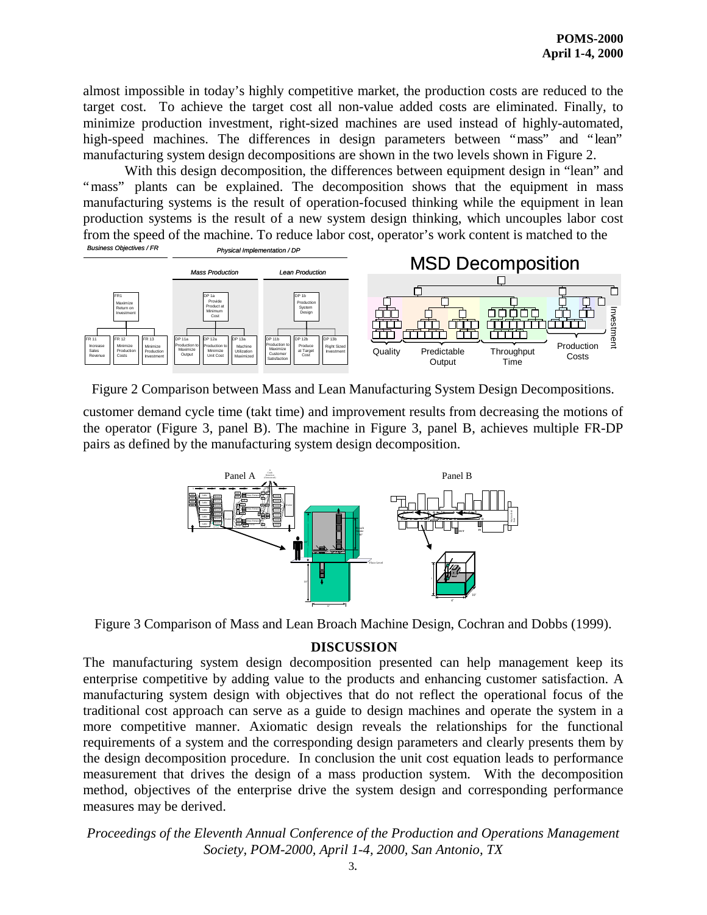almost impossible in today's highly competitive market, the production costs are reduced to the target cost. To achieve the target cost all non-value added costs are eliminated. Finally, to minimize production investment, right-sized machines are used instead of highly-automated, high-speed machines. The differences in design parameters between "mass" and "lean" manufacturing system design decompositions are shown in the two levels shown in Figure 2.

With this design decomposition, the differences between equipment design in "lean" and "mass" plants can be explained. The decomposition shows that the equipment in mass manufacturing systems is the result of operation-focused thinking while the equipment in lean production systems is the result of a new system design thinking, which uncouples labor cost from the speed of the machine. To reduce labor cost, operator's work content is matched to the customer demand cycle time (takt time) and improvement results from decreasing the motions of the operator (Figure 3, panel B). The machine in Figure 3, panel B, achieves multiple FR-DP pairs as defined by the manufacturing system design decomposition.

Figure 2 Comparison between Mass and Lean Manufacturing System Design Decompositions.

Figure 3 Comparison of Mass and Lean Broach Machine Design, Cochran and Dobbs (1999).

## DISCUSSION

The manufacturing system design decomposition presented can help management keep its enterprise competitive by adding value to the products and enhancing customer satisfaction. A manufacturing system design with objectives that do not reflect the operational focus of the traditional cost approach can serve as a guide to design machines and operate the system in a more competitive manner. Axiomatic design reveals the relationships for the functional requirements of a system and the corresponding design parameters and clearly presents them by the design decomposition procedure. In conclusion the unit cost equation leads to performance measurement that drives the design of a mass production system. With the decomposition method, objectives of the enterprise drive the system design and corresponding performance measures may be derived.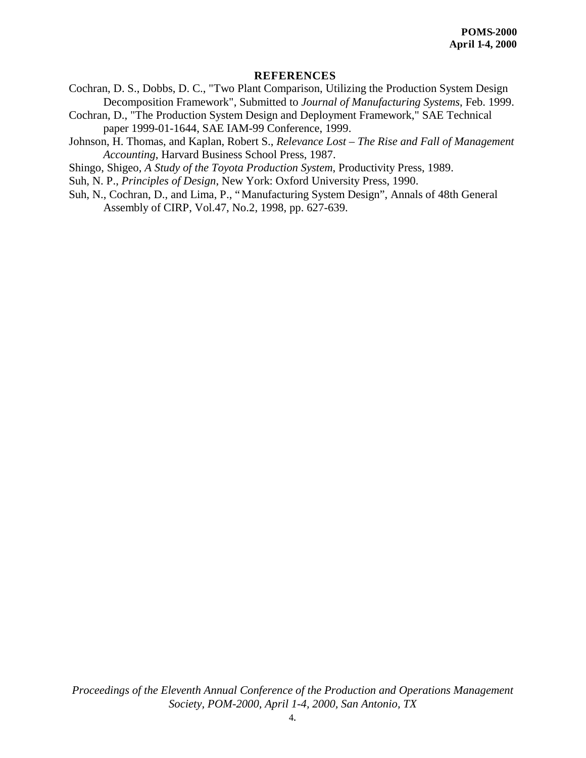## REFERENCES

Cochran, D. S., Dobbs, D. C., "Two Plant Comparison, Utilizing the Production System Design Decomposition Framework", Submitted to *Journal of Manufacturing Systems*, Feb. 1999.

Cochran, D., "The Production System Design and Deployment Framework," SAE Technical paper 1999-01-1644, SAE IAM-99 Conference, 1999.

Johnson, H. Thomas, and Kaplan, Robert S., *Relevance Lost – The Rise and Fall of Management Accounting*, Harvard Business School Press, 1987.

Shingo, Shigeo, *A Study of the Toyota Production System*, Productivity Press, 1989.

Suh, N. P., *Principles of Design*, New York: Oxford University Press, 1990.

Suh, N., Cochran, D., and Lima, P., "Manufacturing System Design", Annals of 48th General Assembly of CIRP, Vol.47, No.2, 1998, pp. 627-639.